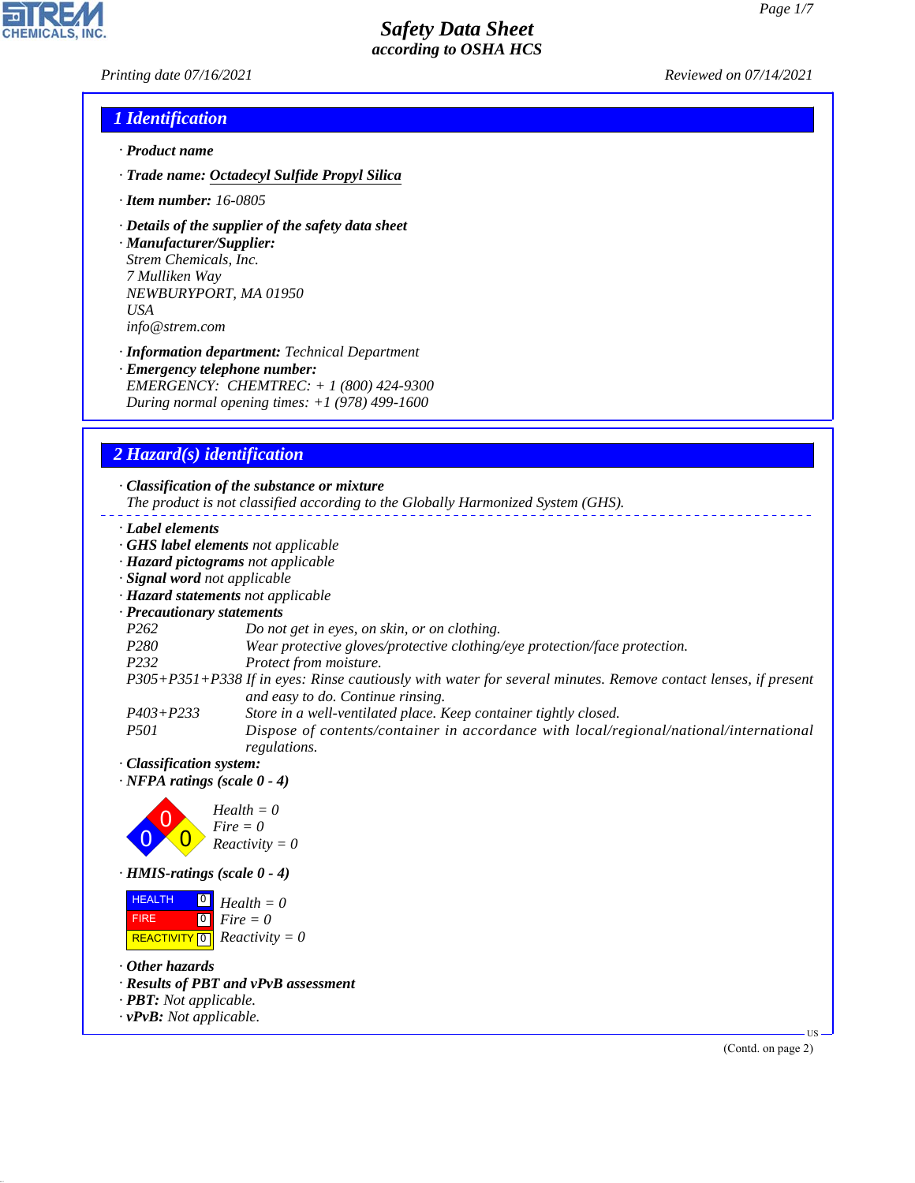# Safety Data Sheet
## according to OSHA HCS

Printing date 07/16/2021 Reviewed on 07/14/2021

## 1 Identification

· **Product name**

· **Trade name:** Octadecyl Sulfide Propyl Silica

· **Item number:** 16-0805

· **Details of the supplier of the safety data sheet**

· **Manufacturer/Supplier:**
Strem Chemicals, Inc.
7 Mulliken Way
NEWBURYPORT, MA 01950
USA
info@strem.com

· **Information department:** Technical Department

· **Emergency telephone number:**
EMERGENCY: CHEMTREC: + 1 (800) 424-9300
During normal opening times: +1 (978) 499-1600

## 2 Hazard(s) identification

· **Classification of the substance or mixture**
The product is not classified according to the Globally Harmonized System (GHS).

· **Label elements**
· **GHS label elements** not applicable
· **Hazard pictograms** not applicable
· **Signal word** not applicable
· **Hazard statements** not applicable
· **Precautionary statements**

| | |
|---|---|
| P262 | Do not get in eyes, on skin, or on clothing. |
| P280 | Wear protective gloves/protective clothing/eye protection/face protection. |
| P232 | Protect from moisture. |
| P305+P351+P338 | If in eyes: Rinse cautiously with water for several minutes. Remove contact lenses, if present and easy to do. Continue rinsing. |
| P403+P233 | Store in a well-ventilated place. Keep container tightly closed. |
| P501 | Dispose of contents/container in accordance with local/regional/national/international regulations. |

· **Classification system:**
· **NFPA ratings (scale 0 - 4)**

Health = 0
Fire = 0
Reactivity = 0

· **HMIS-ratings (scale 0 - 4)**

| | | |
|---|---|---|
| HEALTH | 0 | Health = 0 |
| FIRE | 0 | Fire = 0 |
| REACTIVITY | 0 | Reactivity = 0 |

· **Other hazards**
· **Results of PBT and vPvB assessment**
· **PBT:** Not applicable.
· **vPvB:** Not applicable.

(Contd. on page 2)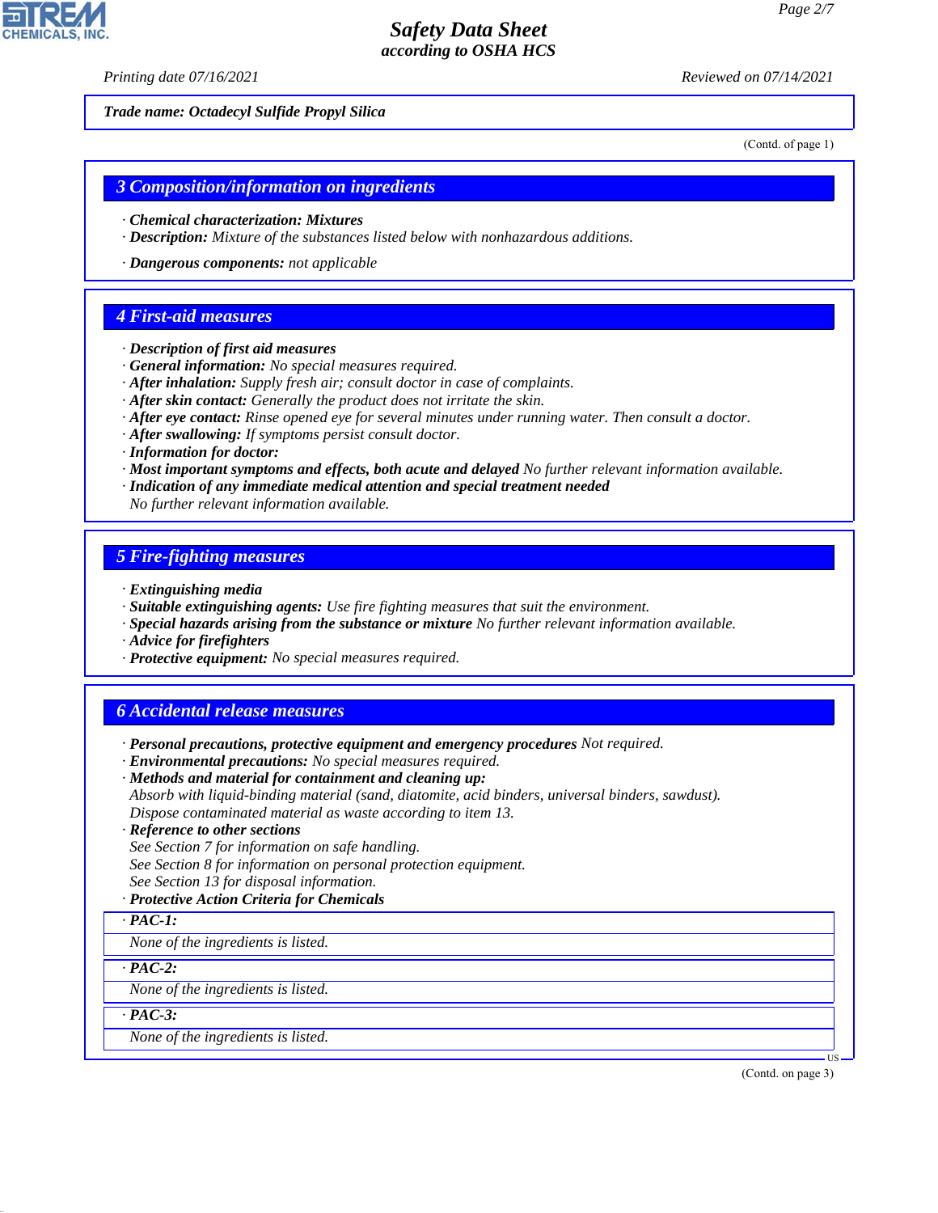Trade name: Octadecyl Sulfide Propyl Silica

(Contd. of page 1)

## 3 Composition/information on ingredients

· **Chemical characterization: Mixtures**
· **Description:** Mixture of the substances listed below with nonhazardous additions.

· **Dangerous components:** not applicable

## 4 First-aid measures

· **Description of first aid measures**
· **General information:** No special measures required.
· **After inhalation:** Supply fresh air; consult doctor in case of complaints.
· **After skin contact:** Generally the product does not irritate the skin.
· **After eye contact:** Rinse opened eye for several minutes under running water. Then consult a doctor.
· **After swallowing:** If symptoms persist consult doctor.
· **Information for doctor:**
· **Most important symptoms and effects, both acute and delayed** No further relevant information available.
· **Indication of any immediate medical attention and special treatment needed**
No further relevant information available.

## 5 Fire-fighting measures

· **Extinguishing media**
· **Suitable extinguishing agents:** Use fire fighting measures that suit the environment.
· **Special hazards arising from the substance or mixture** No further relevant information available.
· **Advice for firefighters**
· **Protective equipment:** No special measures required.

## 6 Accidental release measures

· **Personal precautions, protective equipment and emergency procedures** Not required.
· **Environmental precautions:** No special measures required.
· **Methods and material for containment and cleaning up:**
Absorb with liquid-binding material (sand, diatomite, acid binders, universal binders, sawdust).
Dispose contaminated material as waste according to item 13.
· **Reference to other sections**
See Section 7 for information on safe handling.
See Section 8 for information on personal protection equipment.
See Section 13 for disposal information.
· **Protective Action Criteria for Chemicals**

· **PAC-1:**

None of the ingredients is listed.

· **PAC-2:**

None of the ingredients is listed.

· **PAC-3:**

None of the ingredients is listed.

(Contd. on page 3)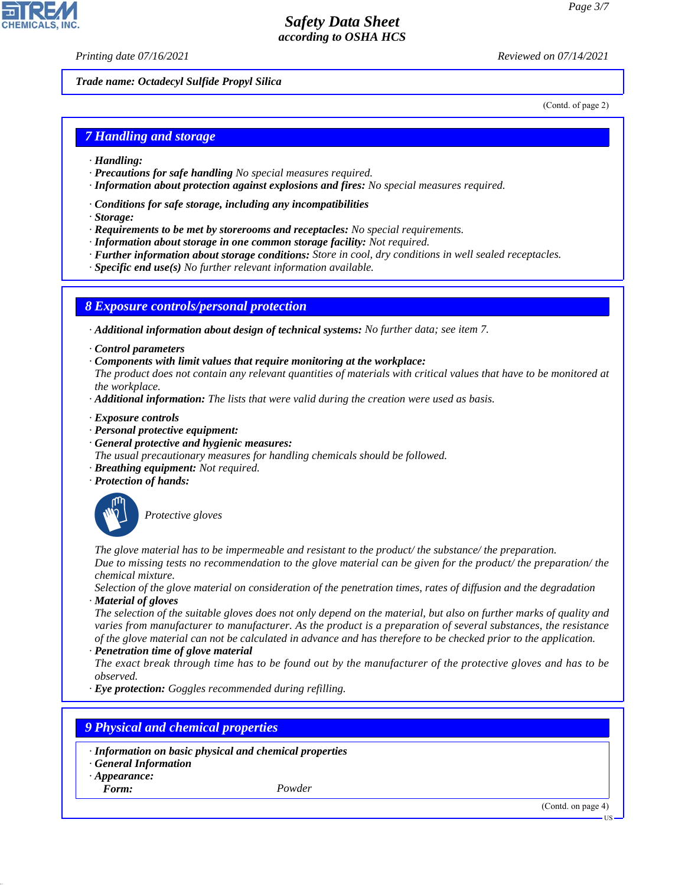*Trade name: Octadecyl Sulfide Propyl Silica*

(Contd. of page 2)

## 7 Handling and storage

- **Handling:**
- **Precautions for safe handling** No special measures required.
- **Information about protection against explosions and fires:** No special measures required.

- **Conditions for safe storage, including any incompatibilities**
- **Storage:**
- **Requirements to be met by storerooms and receptacles:** No special requirements.
- **Information about storage in one common storage facility:** Not required.
- **Further information about storage conditions:** Store in cool, dry conditions in well sealed receptacles.
- **Specific end use(s)** No further relevant information available.

## 8 Exposure controls/personal protection

- **Additional information about design of technical systems:** No further data; see item 7.

- **Control parameters**
- **Components with limit values that require monitoring at the workplace:**
  The product does not contain any relevant quantities of materials with critical values that have to be monitored at the workplace.
- **Additional information:** The lists that were valid during the creation were used as basis.

- **Exposure controls**
- **Personal protective equipment:**
- **General protective and hygienic measures:**
  The usual precautionary measures for handling chemicals should be followed.
- **Breathing equipment:** Not required.
- **Protection of hands:**

  Protective gloves

  The glove material has to be impermeable and resistant to the product/ the substance/ the preparation.
  Due to missing tests no recommendation to the glove material can be given for the product/ the preparation/ the chemical mixture.
  Selection of the glove material on consideration of the penetration times, rates of diffusion and the degradation
- **Material of gloves**
  The selection of the suitable gloves does not only depend on the material, but also on further marks of quality and varies from manufacturer to manufacturer. As the product is a preparation of several substances, the resistance of the glove material can not be calculated in advance and has therefore to be checked prior to the application.
- **Penetration time of glove material**
  The exact break through time has to be found out by the manufacturer of the protective gloves and has to be observed.
- **Eye protection:** Goggles recommended during refilling.

## 9 Physical and chemical properties

- **Information on basic physical and chemical properties**
- **General Information**
- **Appearance:**

| | |
|---|---|
| **Form:** | Powder |

(Contd. on page 4)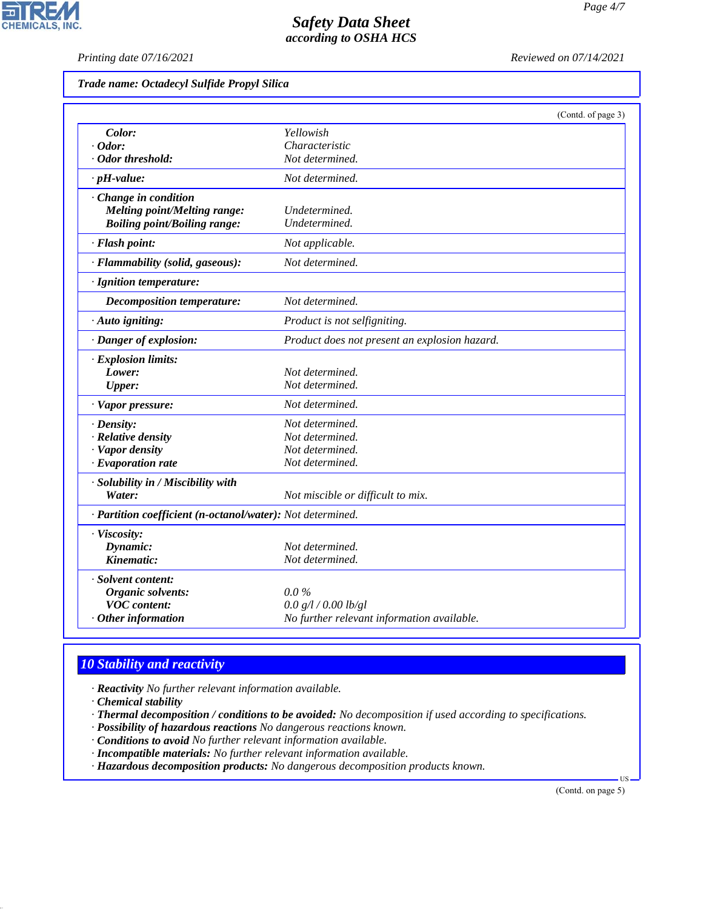Trade name: Octadecyl Sulfide Propyl Silica

(Contd. of page 3)

| | |
|---|---|
| **Color:** | Yellowish |
| **· Odor:** | Characteristic |
| **· Odor threshold:** | Not determined. |
| **· pH-value:** | Not determined. |
| **· Change in condition** | |
| **Melting point/Melting range:** | Undetermined. |
| **Boiling point/Boiling range:** | Undetermined. |
| **· Flash point:** | Not applicable. |
| **· Flammability (solid, gaseous):** | Not determined. |
| **· Ignition temperature:** | |
| **Decomposition temperature:** | Not determined. |
| **· Auto igniting:** | Product is not selfigniting. |
| **· Danger of explosion:** | Product does not present an explosion hazard. |
| **· Explosion limits:** | |
| **Lower:** | Not determined. |
| **Upper:** | Not determined. |
| **· Vapor pressure:** | Not determined. |
| **· Density:** | Not determined. |
| **· Relative density** | Not determined. |
| **· Vapor density** | Not determined. |
| **· Evaporation rate** | Not determined. |
| **· Solubility in / Miscibility with** | |
| **Water:** | Not miscible or difficult to mix. |
| **· Partition coefficient (n-octanol/water):** | Not determined. |
| **· Viscosity:** | |
| **Dynamic:** | Not determined. |
| **Kinematic:** | Not determined. |
| **· Solvent content:** | |
| **Organic solvents:** | 0.0 % |
| **VOC content:** | 0.0 g/l / 0.00 lb/gl |
| **· Other information** | No further relevant information available. |

## 10 Stability and reactivity

- **Reactivity** No further relevant information available.
- **Chemical stability**
- **Thermal decomposition / conditions to be avoided:** No decomposition if used according to specifications.
- **Possibility of hazardous reactions** No dangerous reactions known.
- **Conditions to avoid** No further relevant information available.
- **Incompatible materials:** No further relevant information available.
- **Hazardous decomposition products:** No dangerous decomposition products known.

(Contd. on page 5)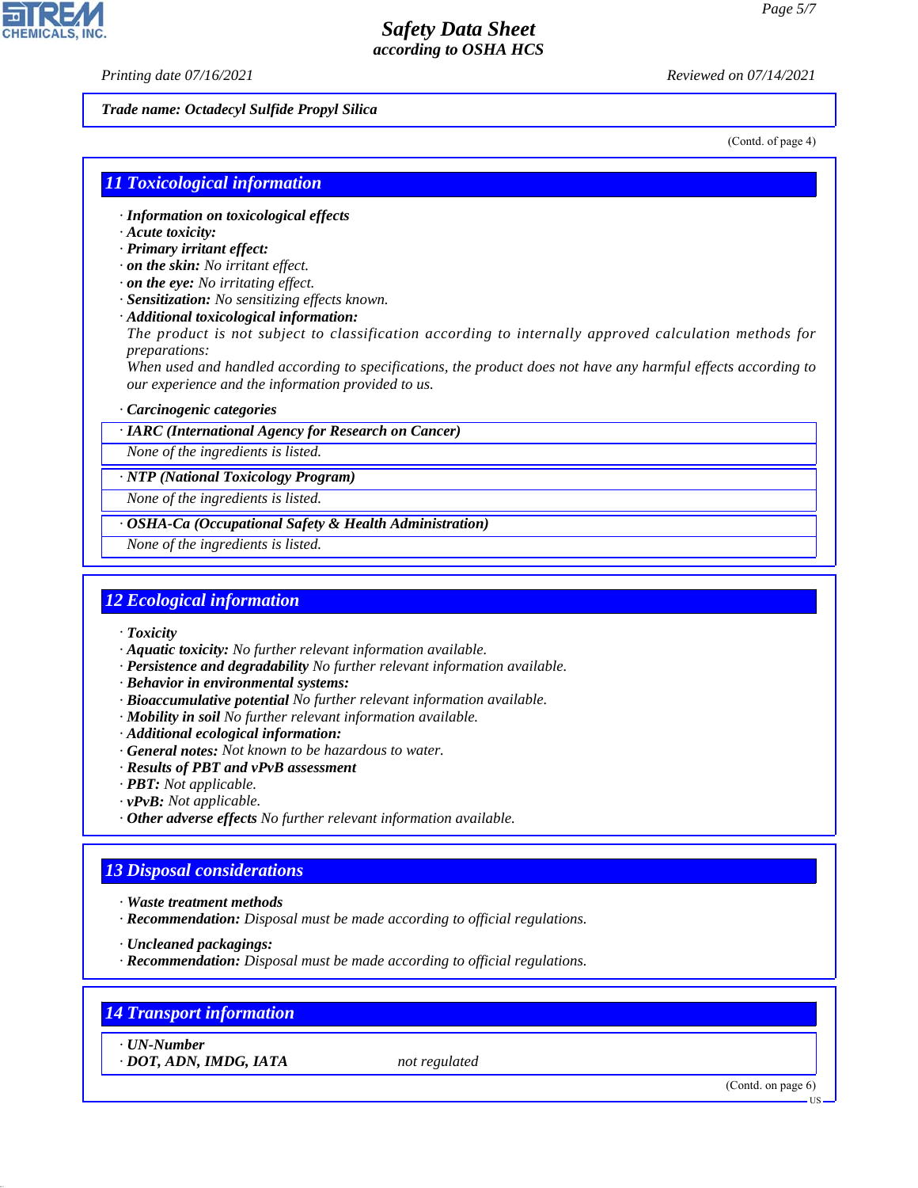Trade name: Octadecyl Sulfide Propyl Silica

(Contd. of page 4)

## 11 Toxicological information

- **Information on toxicological effects**
- **Acute toxicity:**
- **Primary irritant effect:**
- **on the skin:** No irritant effect.
- **on the eye:** No irritating effect.
- **Sensitization:** No sensitizing effects known.
- **Additional toxicological information:**

  The product is not subject to classification according to internally approved calculation methods for preparations:

  When used and handled according to specifications, the product does not have any harmful effects according to our experience and the information provided to us.

- **Carcinogenic categories**

**IARC (International Agency for Research on Cancer)**

None of the ingredients is listed.

**NTP (National Toxicology Program)**

None of the ingredients is listed.

**OSHA-Ca (Occupational Safety & Health Administration)**

None of the ingredients is listed.

## 12 Ecological information

- **Toxicity**
- **Aquatic toxicity:** No further relevant information available.
- **Persistence and degradability** No further relevant information available.
- **Behavior in environmental systems:**
- **Bioaccumulative potential** No further relevant information available.
- **Mobility in soil** No further relevant information available.
- **Additional ecological information:**
- **General notes:** Not known to be hazardous to water.
- **Results of PBT and vPvB assessment**
- **PBT:** Not applicable.
- **vPvB:** Not applicable.
- **Other adverse effects** No further relevant information available.

## 13 Disposal considerations

- **Waste treatment methods**
- **Recommendation:** Disposal must be made according to official regulations.

- **Uncleaned packagings:**
- **Recommendation:** Disposal must be made according to official regulations.

## 14 Transport information

| · UN-Number | |
|---|---|
| · DOT, ADN, IMDG, IATA | not regulated |

(Contd. on page 6)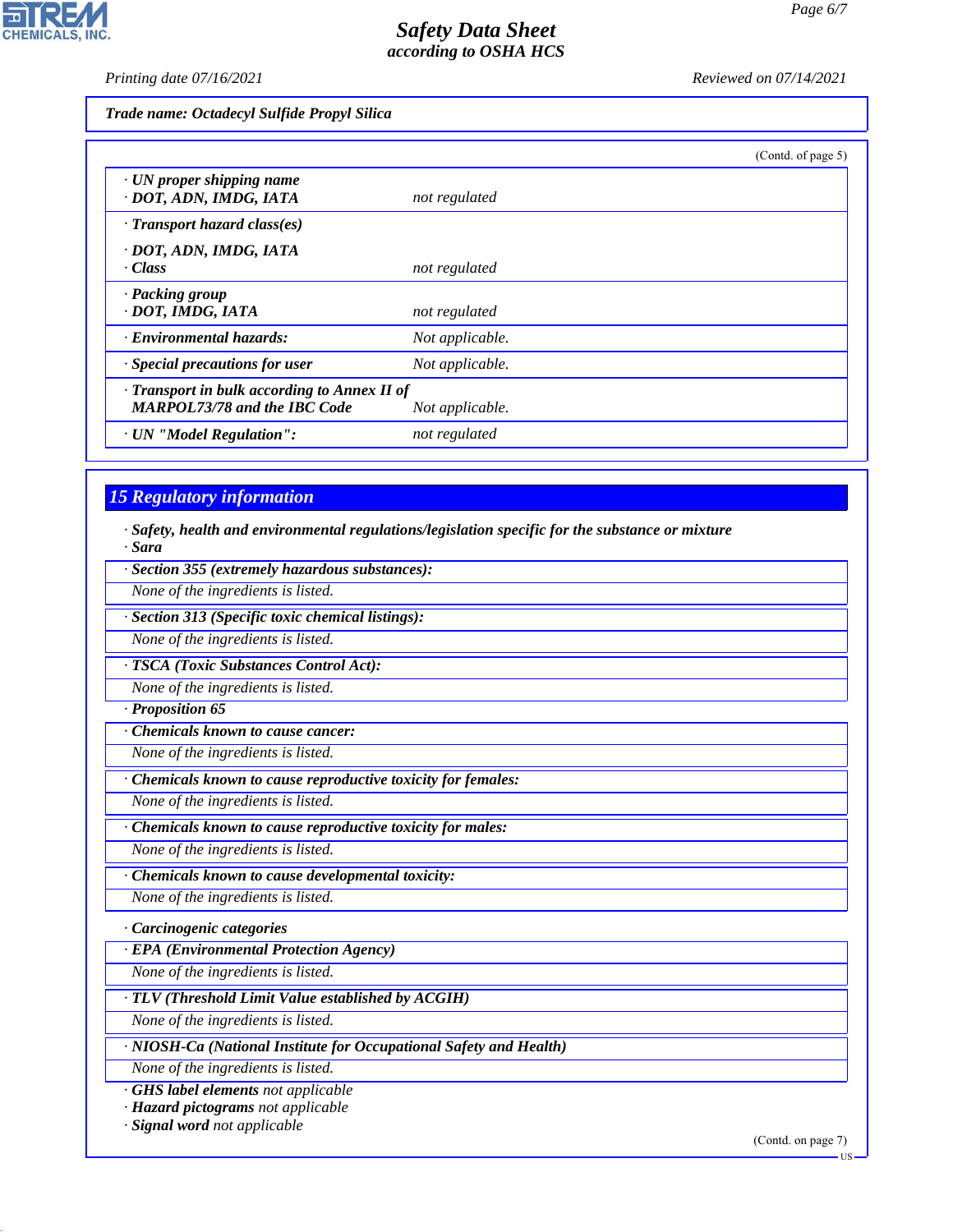**Trade name: Octadecyl Sulfide Propyl Silica**

(Contd. of page 5)

| | |
|---|---|
| · **UN proper shipping name** · **DOT, ADN, IMDG, IATA** | not regulated |
| · **Transport hazard class(es)** · **DOT, ADN, IMDG, IATA** · **Class** | not regulated |
| · **Packing group** · **DOT, IMDG, IATA** | not regulated |
| · **Environmental hazards:** | Not applicable. |
| · **Special precautions for user** | Not applicable. |
| · **Transport in bulk according to Annex II of MARPOL73/78 and the IBC Code** | Not applicable. |
| · **UN "Model Regulation":** | not regulated |

## 15 Regulatory information

· **Safety, health and environmental regulations/legislation specific for the substance or mixture**
· **Sara**

· **Section 355 (extremely hazardous substances):**
None of the ingredients is listed.

· **Section 313 (Specific toxic chemical listings):**
None of the ingredients is listed.

· **TSCA (Toxic Substances Control Act):**
None of the ingredients is listed.

· **Proposition 65**

· **Chemicals known to cause cancer:**
None of the ingredients is listed.

· **Chemicals known to cause reproductive toxicity for females:**
None of the ingredients is listed.

· **Chemicals known to cause reproductive toxicity for males:**
None of the ingredients is listed.

· **Chemicals known to cause developmental toxicity:**
None of the ingredients is listed.

· **Carcinogenic categories**

· **EPA (Environmental Protection Agency)**
None of the ingredients is listed.

· **TLV (Threshold Limit Value established by ACGIH)**
None of the ingredients is listed.

· **NIOSH-Ca (National Institute for Occupational Safety and Health)**
None of the ingredients is listed.

· **GHS label elements** not applicable
· **Hazard pictograms** not applicable
· **Signal word** not applicable

(Contd. on page 7)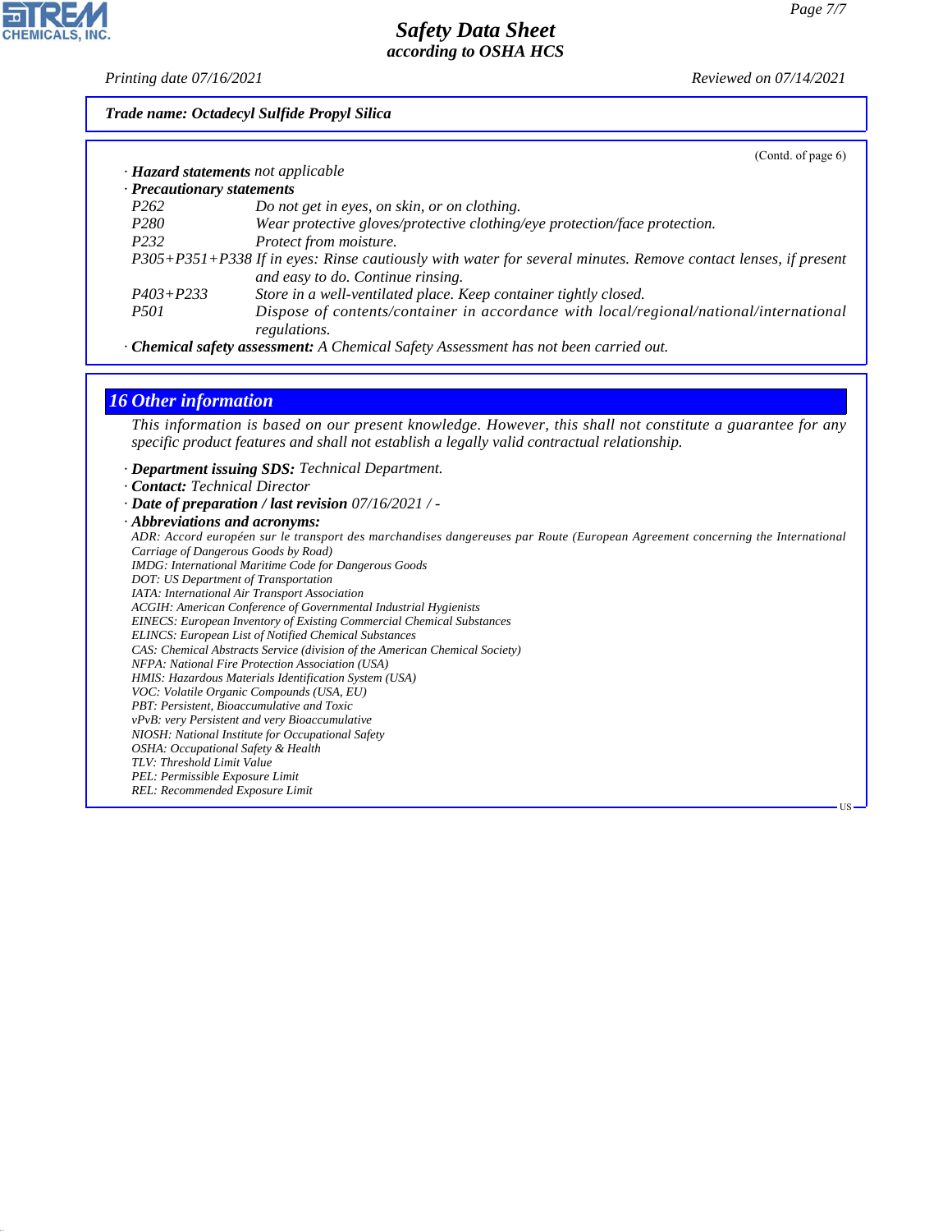**Trade name: Octadecyl Sulfide Propyl Silica**

(Contd. of page 6)

· **Hazard statements** not applicable

· **Precautionary statements**

| | |
|---|---|
| P262 | Do not get in eyes, on skin, or on clothing. |
| P280 | Wear protective gloves/protective clothing/eye protection/face protection. |
| P232 | Protect from moisture. |
| P305+P351+P338 | If in eyes: Rinse cautiously with water for several minutes. Remove contact lenses, if present and easy to do. Continue rinsing. |
| P403+P233 | Store in a well-ventilated place. Keep container tightly closed. |
| P501 | Dispose of contents/container in accordance with local/regional/national/international regulations. |

· **Chemical safety assessment:** A Chemical Safety Assessment has not been carried out.

## 16 Other information

This information is based on our present knowledge. However, this shall not constitute a guarantee for any specific product features and shall not establish a legally valid contractual relationship.

· **Department issuing SDS:** Technical Department.

· **Contact:** Technical Director

· **Date of preparation / last revision** 07/16/2021 / -

· **Abbreviations and acronyms:**

ADR: Accord européen sur le transport des marchandises dangereuses par Route (European Agreement concerning the International Carriage of Dangerous Goods by Road)
IMDG: International Maritime Code for Dangerous Goods
DOT: US Department of Transportation
IATA: International Air Transport Association
ACGIH: American Conference of Governmental Industrial Hygienists
EINECS: European Inventory of Existing Commercial Chemical Substances
ELINCS: European List of Notified Chemical Substances
CAS: Chemical Abstracts Service (division of the American Chemical Society)
NFPA: National Fire Protection Association (USA)
HMIS: Hazardous Materials Identification System (USA)
VOC: Volatile Organic Compounds (USA, EU)
PBT: Persistent, Bioaccumulative and Toxic
vPvB: very Persistent and very Bioaccumulative
NIOSH: National Institute for Occupational Safety
OSHA: Occupational Safety & Health
TLV: Threshold Limit Value
PEL: Permissible Exposure Limit
REL: Recommended Exposure Limit